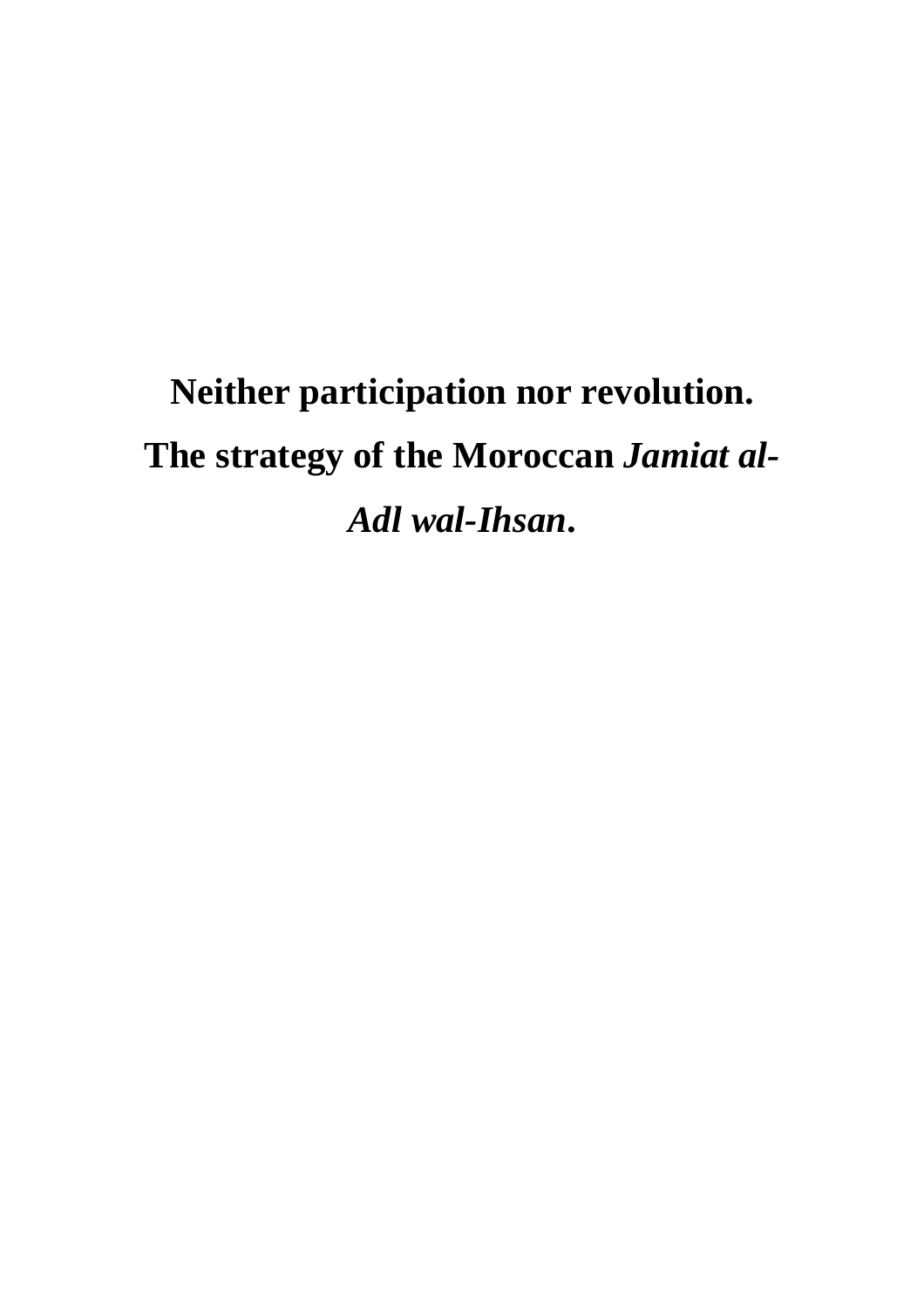# Neither participation nor revolution. The strategy of the Moroccan *Jamiat al-Adl wal-Ihsan*.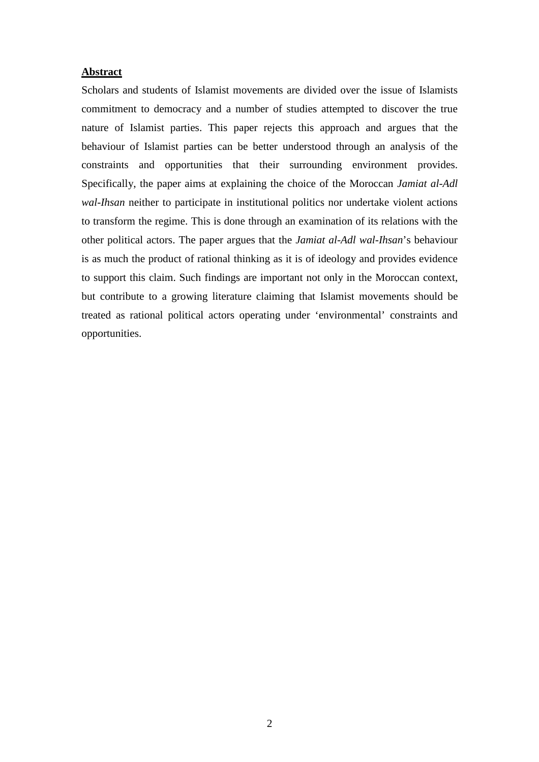**Abstract**

Scholars and students of Islamist movements are divided over the issue of Islamists commitment to democracy and a number of studies attempted to discover the true nature of Islamist parties. This paper rejects this approach and argues that the behaviour of Islamist parties can be better understood through an analysis of the constraints and opportunities that their surrounding environment provides. Specifically, the paper aims at explaining the choice of the Moroccan *Jamiat al-Adl wal-Ihsan* neither to participate in institutional politics nor undertake violent actions to transform the regime. This is done through an examination of its relations with the other political actors. The paper argues that the *Jamiat al-Adl wal-Ihsan*'s behaviour is as much the product of rational thinking as it is of ideology and provides evidence to support this claim. Such findings are important not only in the Moroccan context, but contribute to a growing literature claiming that Islamist movements should be treated as rational political actors operating under 'environmental' constraints and opportunities.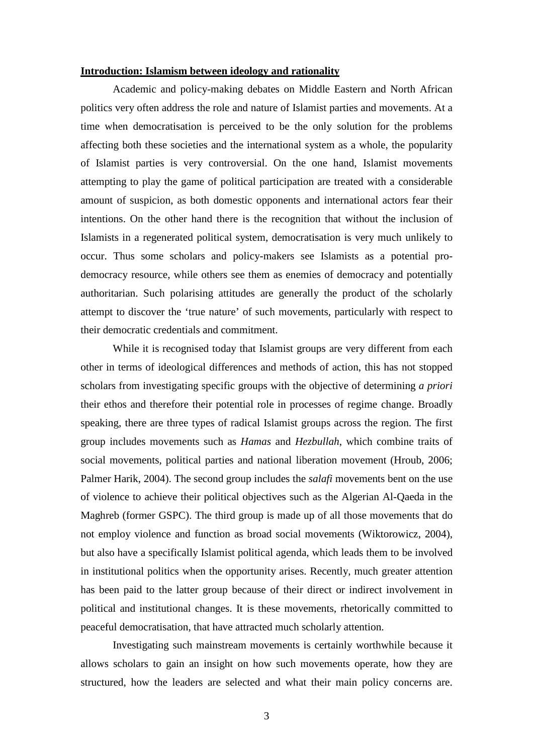## Introduction: Islamism between ideology and rationality

Academic and policy-making debates on Middle Eastern and North African politics very often address the role and nature of Islamist parties and movements. At a time when democratisation is perceived to be the only solution for the problems affecting both these societies and the international system as a whole, the popularity of Islamist parties is very controversial. On the one hand, Islamist movements attempting to play the game of political participation are treated with a considerable amount of suspicion, as both domestic opponents and international actors fear their intentions. On the other hand there is the recognition that without the inclusion of Islamists in a regenerated political system, democratisation is very much unlikely to occur. Thus some scholars and policy-makers see Islamists as a potential pro-democracy resource, while others see them as enemies of democracy and potentially authoritarian. Such polarising attitudes are generally the product of the scholarly attempt to discover the 'true nature' of such movements, particularly with respect to their democratic credentials and commitment.

While it is recognised today that Islamist groups are very different from each other in terms of ideological differences and methods of action, this has not stopped scholars from investigating specific groups with the objective of determining *a priori* their ethos and therefore their potential role in processes of regime change. Broadly speaking, there are three types of radical Islamist groups across the region. The first group includes movements such as *Hamas* and *Hezbullah*, which combine traits of social movements, political parties and national liberation movement (Hroub, 2006; Palmer Harik, 2004). The second group includes the *salafi* movements bent on the use of violence to achieve their political objectives such as the Algerian Al-Qaeda in the Maghreb (former GSPC). The third group is made up of all those movements that do not employ violence and function as broad social movements (Wiktorowicz, 2004), but also have a specifically Islamist political agenda, which leads them to be involved in institutional politics when the opportunity arises. Recently, much greater attention has been paid to the latter group because of their direct or indirect involvement in political and institutional changes. It is these movements, rhetorically committed to peaceful democratisation, that have attracted much scholarly attention.

Investigating such mainstream movements is certainly worthwhile because it allows scholars to gain an insight on how such movements operate, how they are structured, how the leaders are selected and what their main policy concerns are.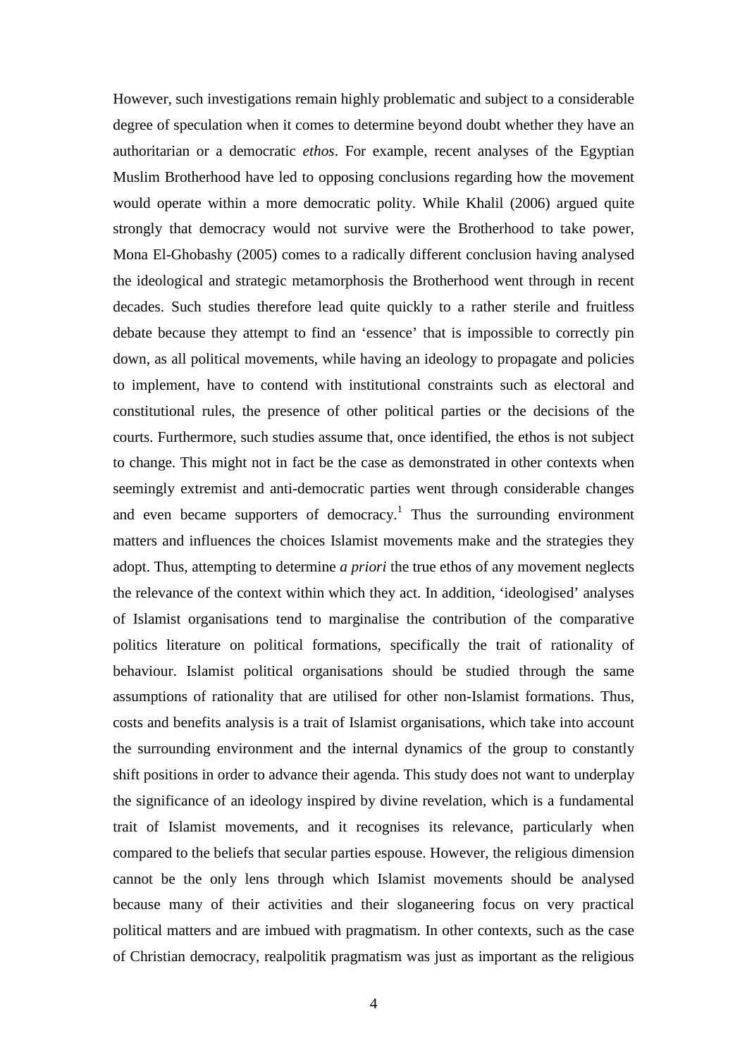However, such investigations remain highly problematic and subject to a considerable degree of speculation when it comes to determine beyond doubt whether they have an authoritarian or a democratic *ethos*. For example, recent analyses of the Egyptian Muslim Brotherhood have led to opposing conclusions regarding how the movement would operate within a more democratic polity. While Khalil (2006) argued quite strongly that democracy would not survive were the Brotherhood to take power, Mona El-Ghobashy (2005) comes to a radically different conclusion having analysed the ideological and strategic metamorphosis the Brotherhood went through in recent decades. Such studies therefore lead quite quickly to a rather sterile and fruitless debate because they attempt to find an 'essence' that is impossible to correctly pin down, as all political movements, while having an ideology to propagate and policies to implement, have to contend with institutional constraints such as electoral and constitutional rules, the presence of other political parties or the decisions of the courts. Furthermore, such studies assume that, once identified, the ethos is not subject to change. This might not in fact be the case as demonstrated in other contexts when seemingly extremist and anti-democratic parties went through considerable changes and even became supporters of democracy.[1] Thus the surrounding environment matters and influences the choices Islamist movements make and the strategies they adopt. Thus, attempting to determine *a priori* the true ethos of any movement neglects the relevance of the context within which they act. In addition, 'ideologised' analyses of Islamist organisations tend to marginalise the contribution of the comparative politics literature on political formations, specifically the trait of rationality of behaviour. Islamist political organisations should be studied through the same assumptions of rationality that are utilised for other non-Islamist formations. Thus, costs and benefits analysis is a trait of Islamist organisations, which take into account the surrounding environment and the internal dynamics of the group to constantly shift positions in order to advance their agenda. This study does not want to underplay the significance of an ideology inspired by divine revelation, which is a fundamental trait of Islamist movements, and it recognises its relevance, particularly when compared to the beliefs that secular parties espouse. However, the religious dimension cannot be the only lens through which Islamist movements should be analysed because many of their activities and their sloganeering focus on very practical political matters and are imbued with pragmatism. In other contexts, such as the case of Christian democracy, realpolitik pragmatism was just as important as the religious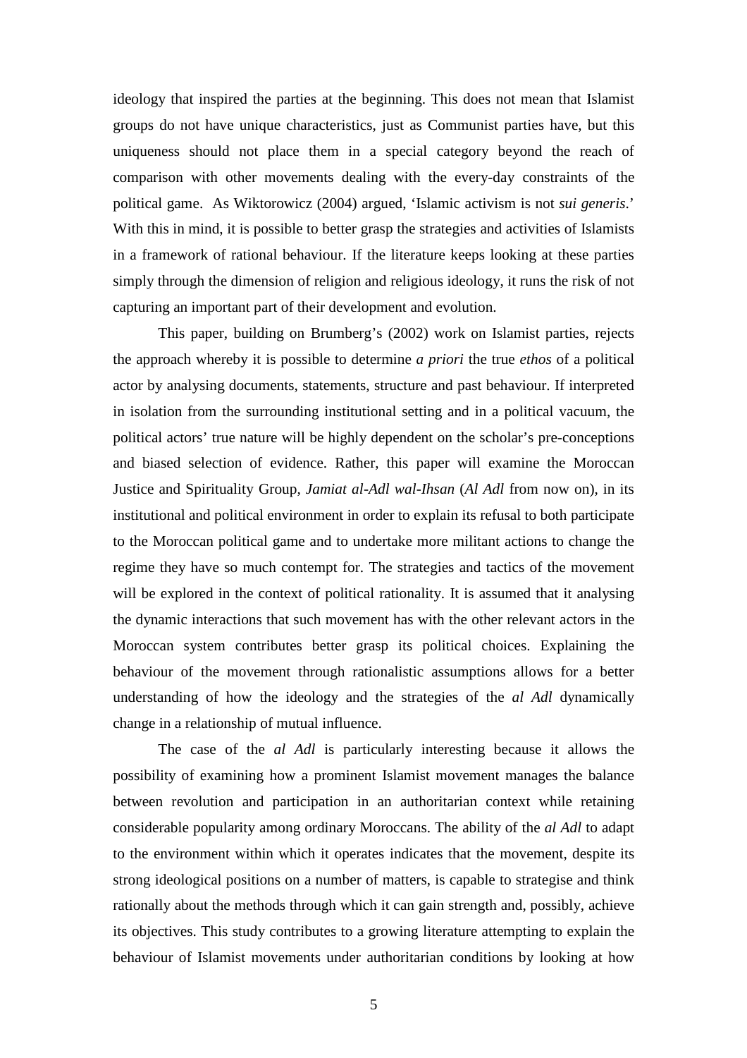ideology that inspired the parties at the beginning. This does not mean that Islamist groups do not have unique characteristics, just as Communist parties have, but this uniqueness should not place them in a special category beyond the reach of comparison with other movements dealing with the every-day constraints of the political game. As Wiktorowicz (2004) argued, 'Islamic activism is not *sui generis*.' With this in mind, it is possible to better grasp the strategies and activities of Islamists in a framework of rational behaviour. If the literature keeps looking at these parties simply through the dimension of religion and religious ideology, it runs the risk of not capturing an important part of their development and evolution.

This paper, building on Brumberg's (2002) work on Islamist parties, rejects the approach whereby it is possible to determine *a priori* the true *ethos* of a political actor by analysing documents, statements, structure and past behaviour. If interpreted in isolation from the surrounding institutional setting and in a political vacuum, the political actors' true nature will be highly dependent on the scholar's pre-conceptions and biased selection of evidence. Rather, this paper will examine the Moroccan Justice and Spirituality Group, *Jamiat al-Adl wal-Ihsan* (*Al Adl* from now on), in its institutional and political environment in order to explain its refusal to both participate to the Moroccan political game and to undertake more militant actions to change the regime they have so much contempt for. The strategies and tactics of the movement will be explored in the context of political rationality. It is assumed that it analysing the dynamic interactions that such movement has with the other relevant actors in the Moroccan system contributes better grasp its political choices. Explaining the behaviour of the movement through rationalistic assumptions allows for a better understanding of how the ideology and the strategies of the *al Adl* dynamically change in a relationship of mutual influence.

The case of the *al Adl* is particularly interesting because it allows the possibility of examining how a prominent Islamist movement manages the balance between revolution and participation in an authoritarian context while retaining considerable popularity among ordinary Moroccans. The ability of the *al Adl* to adapt to the environment within which it operates indicates that the movement, despite its strong ideological positions on a number of matters, is capable to strategise and think rationally about the methods through which it can gain strength and, possibly, achieve its objectives. This study contributes to a growing literature attempting to explain the behaviour of Islamist movements under authoritarian conditions by looking at how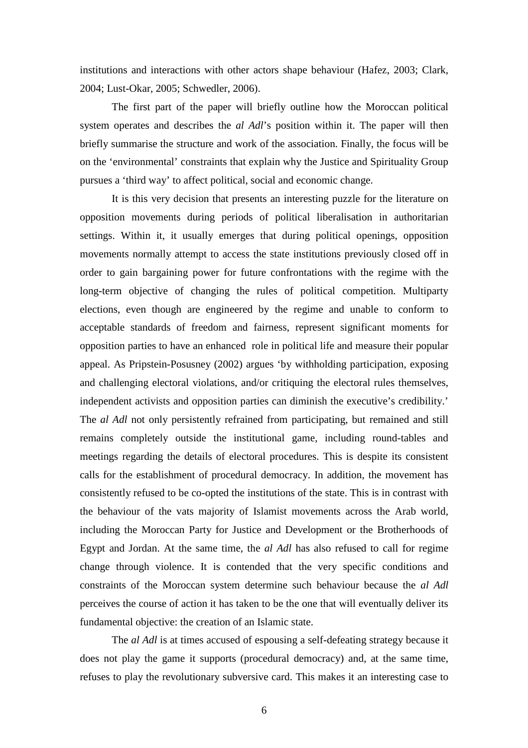institutions and interactions with other actors shape behaviour (Hafez, 2003; Clark, 2004; Lust-Okar, 2005; Schwedler, 2006).

The first part of the paper will briefly outline how the Moroccan political system operates and describes the *al Adl*'s position within it. The paper will then briefly summarise the structure and work of the association. Finally, the focus will be on the 'environmental' constraints that explain why the Justice and Spirituality Group pursues a 'third way' to affect political, social and economic change.

It is this very decision that presents an interesting puzzle for the literature on opposition movements during periods of political liberalisation in authoritarian settings. Within it, it usually emerges that during political openings, opposition movements normally attempt to access the state institutions previously closed off in order to gain bargaining power for future confrontations with the regime with the long-term objective of changing the rules of political competition. Multiparty elections, even though are engineered by the regime and unable to conform to acceptable standards of freedom and fairness, represent significant moments for opposition parties to have an enhanced role in political life and measure their popular appeal. As Pripstein-Posusney (2002) argues 'by withholding participation, exposing and challenging electoral violations, and/or critiquing the electoral rules themselves, independent activists and opposition parties can diminish the executive's credibility.' The *al Adl* not only persistently refrained from participating, but remained and still remains completely outside the institutional game, including round-tables and meetings regarding the details of electoral procedures. This is despite its consistent calls for the establishment of procedural democracy. In addition, the movement has consistently refused to be co-opted the institutions of the state. This is in contrast with the behaviour of the vats majority of Islamist movements across the Arab world, including the Moroccan Party for Justice and Development or the Brotherhoods of Egypt and Jordan. At the same time, the *al Adl* has also refused to call for regime change through violence. It is contended that the very specific conditions and constraints of the Moroccan system determine such behaviour because the *al Adl* perceives the course of action it has taken to be the one that will eventually deliver its fundamental objective: the creation of an Islamic state.

The *al Adl* is at times accused of espousing a self-defeating strategy because it does not play the game it supports (procedural democracy) and, at the same time, refuses to play the revolutionary subversive card. This makes it an interesting case to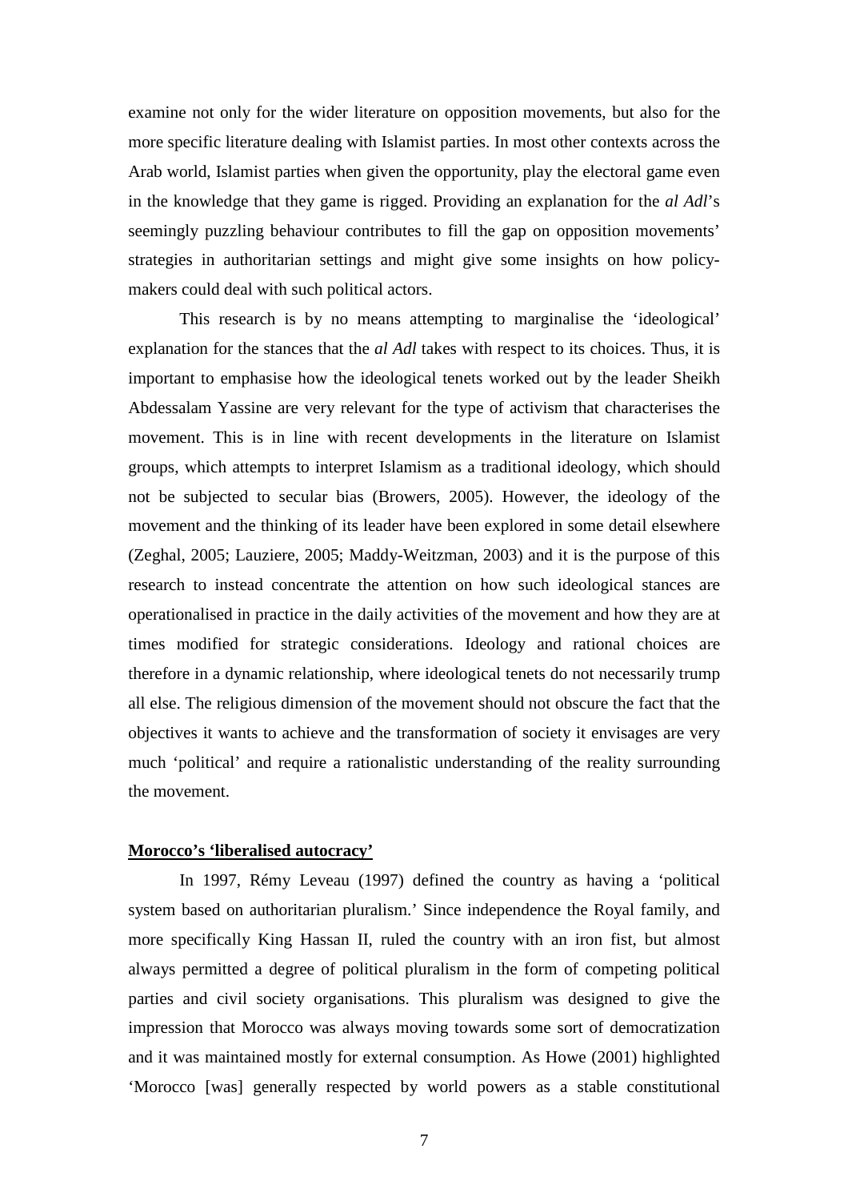examine not only for the wider literature on opposition movements, but also for the more specific literature dealing with Islamist parties. In most other contexts across the Arab world, Islamist parties when given the opportunity, play the electoral game even in the knowledge that they game is rigged. Providing an explanation for the *al Adl*'s seemingly puzzling behaviour contributes to fill the gap on opposition movements' strategies in authoritarian settings and might give some insights on how policy-makers could deal with such political actors.

This research is by no means attempting to marginalise the 'ideological' explanation for the stances that the *al Adl* takes with respect to its choices. Thus, it is important to emphasise how the ideological tenets worked out by the leader Sheikh Abdessalam Yassine are very relevant for the type of activism that characterises the movement. This is in line with recent developments in the literature on Islamist groups, which attempts to interpret Islamism as a traditional ideology, which should not be subjected to secular bias (Browers, 2005). However, the ideology of the movement and the thinking of its leader have been explored in some detail elsewhere (Zeghal, 2005; Lauziere, 2005; Maddy-Weitzman, 2003) and it is the purpose of this research to instead concentrate the attention on how such ideological stances are operationalised in practice in the daily activities of the movement and how they are at times modified for strategic considerations. Ideology and rational choices are therefore in a dynamic relationship, where ideological tenets do not necessarily trump all else. The religious dimension of the movement should not obscure the fact that the objectives it wants to achieve and the transformation of society it envisages are very much 'political' and require a rationalistic understanding of the reality surrounding the movement.

## Morocco's 'liberalised autocracy'

In 1997, Rémy Leveau (1997) defined the country as having a 'political system based on authoritarian pluralism.' Since independence the Royal family, and more specifically King Hassan II, ruled the country with an iron fist, but almost always permitted a degree of political pluralism in the form of competing political parties and civil society organisations. This pluralism was designed to give the impression that Morocco was always moving towards some sort of democratization and it was maintained mostly for external consumption. As Howe (2001) highlighted 'Morocco [was] generally respected by world powers as a stable constitutional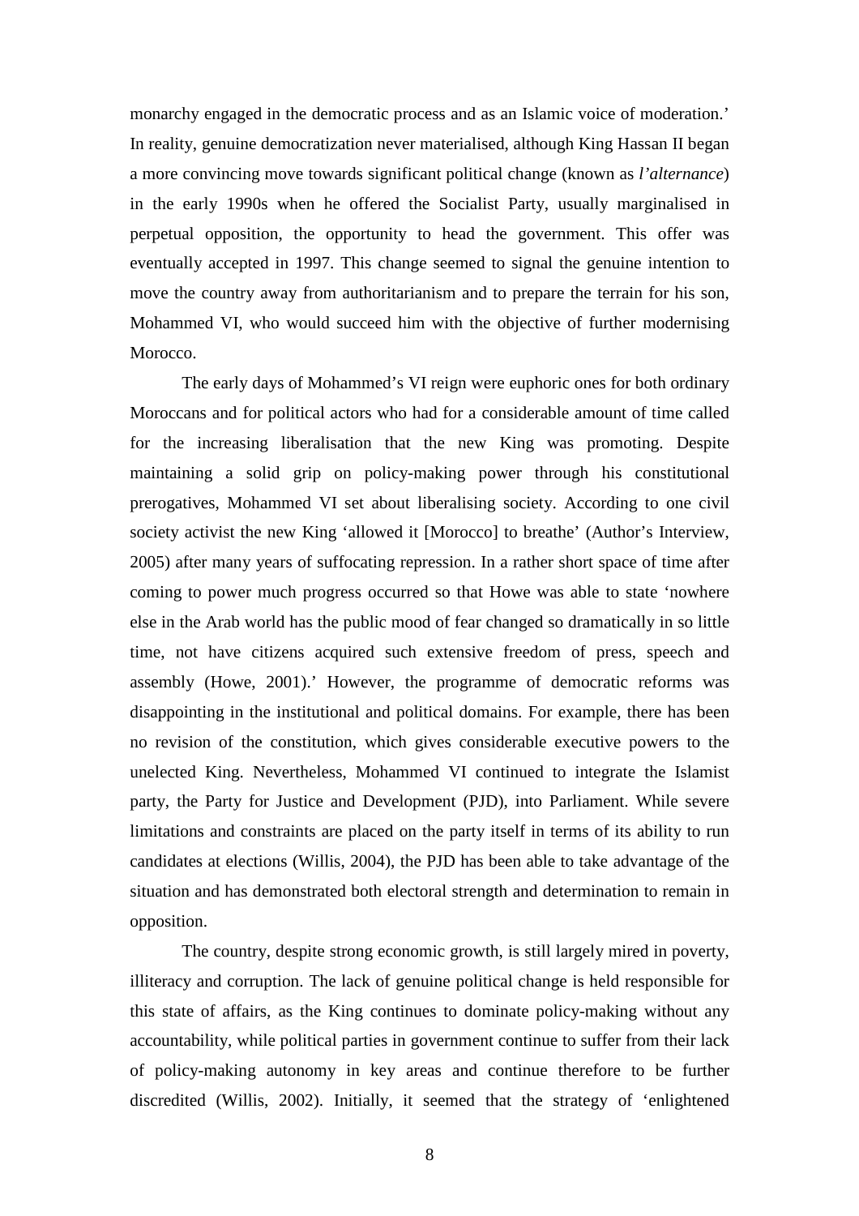monarchy engaged in the democratic process and as an Islamic voice of moderation.' In reality, genuine democratization never materialised, although King Hassan II began a more convincing move towards significant political change (known as *l'alternance*) in the early 1990s when he offered the Socialist Party, usually marginalised in perpetual opposition, the opportunity to head the government. This offer was eventually accepted in 1997. This change seemed to signal the genuine intention to move the country away from authoritarianism and to prepare the terrain for his son, Mohammed VI, who would succeed him with the objective of further modernising Morocco.

The early days of Mohammed's VI reign were euphoric ones for both ordinary Moroccans and for political actors who had for a considerable amount of time called for the increasing liberalisation that the new King was promoting. Despite maintaining a solid grip on policy-making power through his constitutional prerogatives, Mohammed VI set about liberalising society. According to one civil society activist the new King 'allowed it [Morocco] to breathe' (Author's Interview, 2005) after many years of suffocating repression. In a rather short space of time after coming to power much progress occurred so that Howe was able to state 'nowhere else in the Arab world has the public mood of fear changed so dramatically in so little time, not have citizens acquired such extensive freedom of press, speech and assembly (Howe, 2001).' However, the programme of democratic reforms was disappointing in the institutional and political domains. For example, there has been no revision of the constitution, which gives considerable executive powers to the unelected King. Nevertheless, Mohammed VI continued to integrate the Islamist party, the Party for Justice and Development (PJD), into Parliament. While severe limitations and constraints are placed on the party itself in terms of its ability to run candidates at elections (Willis, 2004), the PJD has been able to take advantage of the situation and has demonstrated both electoral strength and determination to remain in opposition.

The country, despite strong economic growth, is still largely mired in poverty, illiteracy and corruption. The lack of genuine political change is held responsible for this state of affairs, as the King continues to dominate policy-making without any accountability, while political parties in government continue to suffer from their lack of policy-making autonomy in key areas and continue therefore to be further discredited (Willis, 2002). Initially, it seemed that the strategy of 'enlightened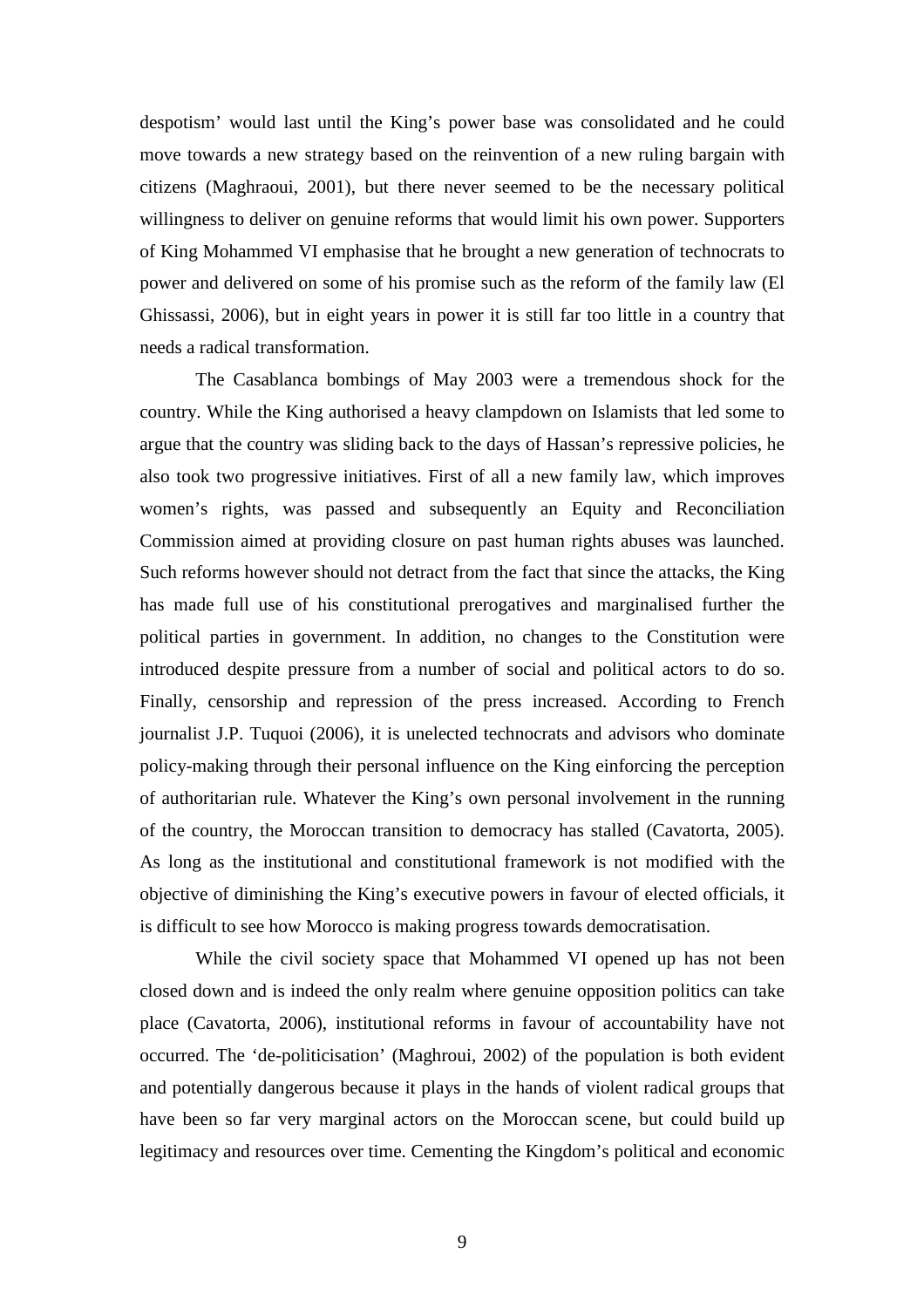despotism' would last until the King's power base was consolidated and he could move towards a new strategy based on the reinvention of a new ruling bargain with citizens (Maghraoui, 2001), but there never seemed to be the necessary political willingness to deliver on genuine reforms that would limit his own power. Supporters of King Mohammed VI emphasise that he brought a new generation of technocrats to power and delivered on some of his promise such as the reform of the family law (El Ghissassi, 2006), but in eight years in power it is still far too little in a country that needs a radical transformation.

The Casablanca bombings of May 2003 were a tremendous shock for the country. While the King authorised a heavy clampdown on Islamists that led some to argue that the country was sliding back to the days of Hassan's repressive policies, he also took two progressive initiatives. First of all a new family law, which improves women's rights, was passed and subsequently an Equity and Reconciliation Commission aimed at providing closure on past human rights abuses was launched. Such reforms however should not detract from the fact that since the attacks, the King has made full use of his constitutional prerogatives and marginalised further the political parties in government. In addition, no changes to the Constitution were introduced despite pressure from a number of social and political actors to do so. Finally, censorship and repression of the press increased. According to French journalist J.P. Tuquoi (2006), it is unelected technocrats and advisors who dominate policy-making through their personal influence on the King einforcing the perception of authoritarian rule. Whatever the King's own personal involvement in the running of the country, the Moroccan transition to democracy has stalled (Cavatorta, 2005). As long as the institutional and constitutional framework is not modified with the objective of diminishing the King's executive powers in favour of elected officials, it is difficult to see how Morocco is making progress towards democratisation.

While the civil society space that Mohammed VI opened up has not been closed down and is indeed the only realm where genuine opposition politics can take place (Cavatorta, 2006), institutional reforms in favour of accountability have not occurred. The 'de-politicisation' (Maghroui, 2002) of the population is both evident and potentially dangerous because it plays in the hands of violent radical groups that have been so far very marginal actors on the Moroccan scene, but could build up legitimacy and resources over time. Cementing the Kingdom's political and economic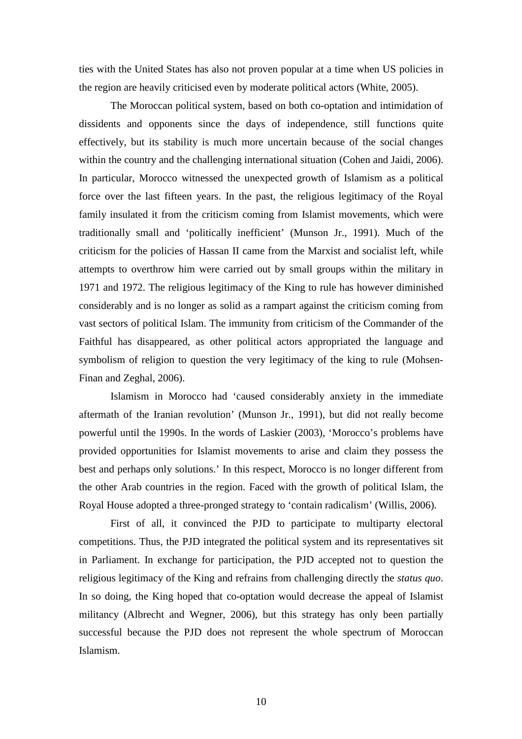ties with the United States has also not proven popular at a time when US policies in the region are heavily criticised even by moderate political actors (White, 2005).

The Moroccan political system, based on both co-optation and intimidation of dissidents and opponents since the days of independence, still functions quite effectively, but its stability is much more uncertain because of the social changes within the country and the challenging international situation (Cohen and Jaidi, 2006). In particular, Morocco witnessed the unexpected growth of Islamism as a political force over the last fifteen years. In the past, the religious legitimacy of the Royal family insulated it from the criticism coming from Islamist movements, which were traditionally small and 'politically inefficient' (Munson Jr., 1991). Much of the criticism for the policies of Hassan II came from the Marxist and socialist left, while attempts to overthrow him were carried out by small groups within the military in 1971 and 1972. The religious legitimacy of the King to rule has however diminished considerably and is no longer as solid as a rampart against the criticism coming from vast sectors of political Islam. The immunity from criticism of the Commander of the Faithful has disappeared, as other political actors appropriated the language and symbolism of religion to question the very legitimacy of the king to rule (Mohsen-Finan and Zeghal, 2006).

Islamism in Morocco had 'caused considerably anxiety in the immediate aftermath of the Iranian revolution' (Munson Jr., 1991), but did not really become powerful until the 1990s. In the words of Laskier (2003), 'Morocco's problems have provided opportunities for Islamist movements to arise and claim they possess the best and perhaps only solutions.' In this respect, Morocco is no longer different from the other Arab countries in the region. Faced with the growth of political Islam, the Royal House adopted a three-pronged strategy to 'contain radicalism' (Willis, 2006).

First of all, it convinced the PJD to participate to multiparty electoral competitions. Thus, the PJD integrated the political system and its representatives sit in Parliament. In exchange for participation, the PJD accepted not to question the religious legitimacy of the King and refrains from challenging directly the *status quo*. In so doing, the King hoped that co-optation would decrease the appeal of Islamist militancy (Albrecht and Wegner, 2006), but this strategy has only been partially successful because the PJD does not represent the whole spectrum of Moroccan Islamism.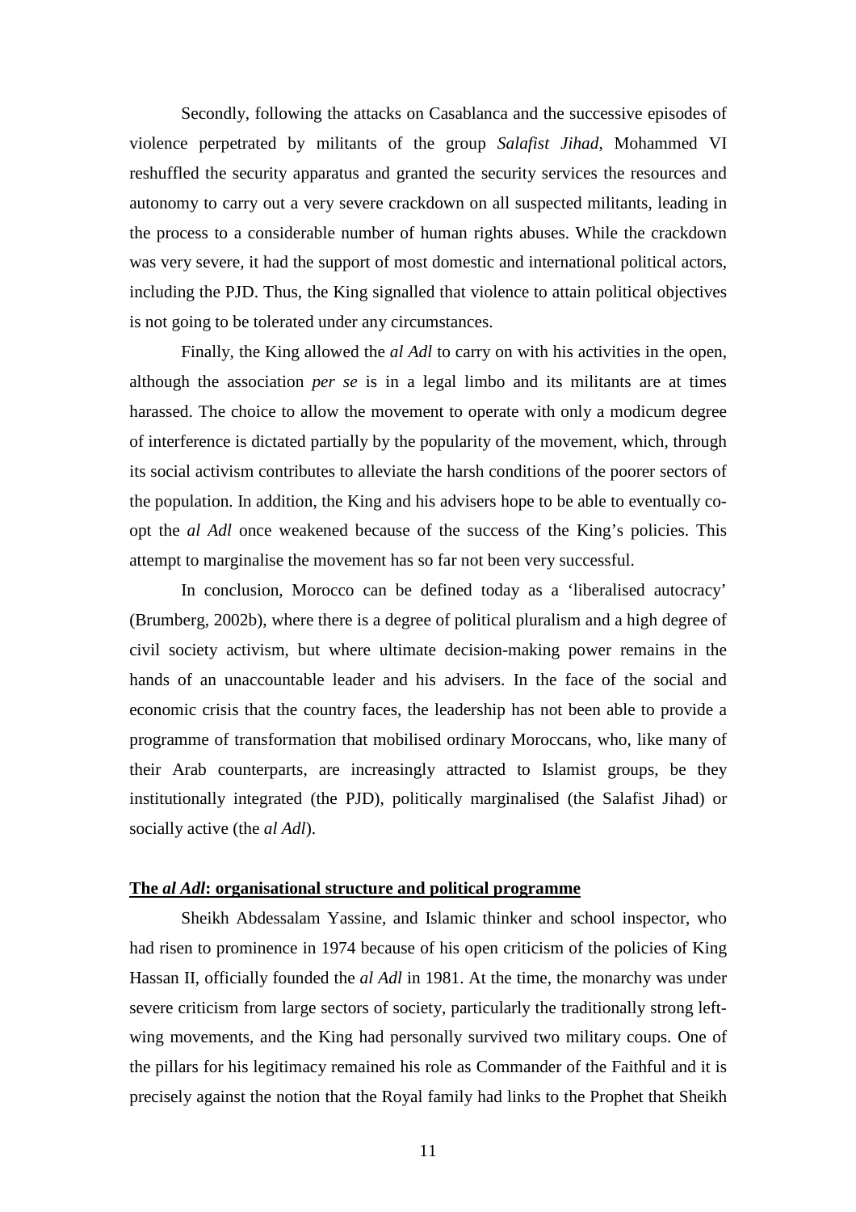Secondly, following the attacks on Casablanca and the successive episodes of violence perpetrated by militants of the group *Salafist Jihad*, Mohammed VI reshuffled the security apparatus and granted the security services the resources and autonomy to carry out a very severe crackdown on all suspected militants, leading in the process to a considerable number of human rights abuses. While the crackdown was very severe, it had the support of most domestic and international political actors, including the PJD. Thus, the King signalled that violence to attain political objectives is not going to be tolerated under any circumstances.

Finally, the King allowed the *al Adl* to carry on with his activities in the open, although the association *per se* is in a legal limbo and its militants are at times harassed. The choice to allow the movement to operate with only a modicum degree of interference is dictated partially by the popularity of the movement, which, through its social activism contributes to alleviate the harsh conditions of the poorer sectors of the population. In addition, the King and his advisers hope to be able to eventually co-opt the *al Adl* once weakened because of the success of the King's policies. This attempt to marginalise the movement has so far not been very successful.

In conclusion, Morocco can be defined today as a 'liberalised autocracy' (Brumberg, 2002b), where there is a degree of political pluralism and a high degree of civil society activism, but where ultimate decision-making power remains in the hands of an unaccountable leader and his advisers. In the face of the social and economic crisis that the country faces, the leadership has not been able to provide a programme of transformation that mobilised ordinary Moroccans, who, like many of their Arab counterparts, are increasingly attracted to Islamist groups, be they institutionally integrated (the PJD), politically marginalised (the Salafist Jihad) or socially active (the *al Adl*).

## The *al Adl*: organisational structure and political programme

Sheikh Abdessalam Yassine, and Islamic thinker and school inspector, who had risen to prominence in 1974 because of his open criticism of the policies of King Hassan II, officially founded the *al Adl* in 1981. At the time, the monarchy was under severe criticism from large sectors of society, particularly the traditionally strong left-wing movements, and the King had personally survived two military coups. One of the pillars for his legitimacy remained his role as Commander of the Faithful and it is precisely against the notion that the Royal family had links to the Prophet that Sheikh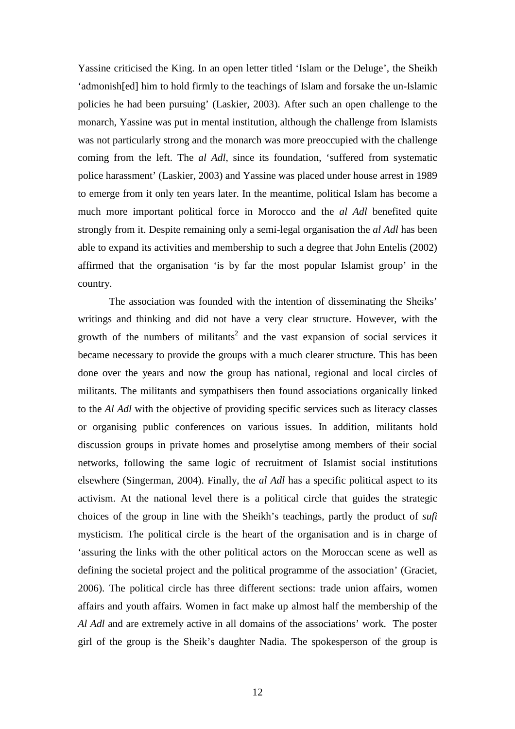Yassine criticised the King. In an open letter titled 'Islam or the Deluge', the Sheikh 'admonish[ed] him to hold firmly to the teachings of Islam and forsake the un-Islamic policies he had been pursuing' (Laskier, 2003). After such an open challenge to the monarch, Yassine was put in mental institution, although the challenge from Islamists was not particularly strong and the monarch was more preoccupied with the challenge coming from the left. The *al Adl*, since its foundation, 'suffered from systematic police harassment' (Laskier, 2003) and Yassine was placed under house arrest in 1989 to emerge from it only ten years later. In the meantime, political Islam has become a much more important political force in Morocco and the *al Adl* benefited quite strongly from it. Despite remaining only a semi-legal organisation the *al Adl* has been able to expand its activities and membership to such a degree that John Entelis (2002) affirmed that the organisation 'is by far the most popular Islamist group' in the country.

The association was founded with the intention of disseminating the Sheiks' writings and thinking and did not have a very clear structure. However, with the growth of the numbers of militants[2] and the vast expansion of social services it became necessary to provide the groups with a much clearer structure. This has been done over the years and now the group has national, regional and local circles of militants. The militants and sympathisers then found associations organically linked to the *Al Adl* with the objective of providing specific services such as literacy classes or organising public conferences on various issues. In addition, militants hold discussion groups in private homes and proselytise among members of their social networks, following the same logic of recruitment of Islamist social institutions elsewhere (Singerman, 2004). Finally, the *al Adl* has a specific political aspect to its activism. At the national level there is a political circle that guides the strategic choices of the group in line with the Sheikh's teachings, partly the product of *sufi* mysticism. The political circle is the heart of the organisation and is in charge of 'assuring the links with the other political actors on the Moroccan scene as well as defining the societal project and the political programme of the association' (Graciet, 2006). The political circle has three different sections: trade union affairs, women affairs and youth affairs. Women in fact make up almost half the membership of the *Al Adl* and are extremely active in all domains of the associations' work. The poster girl of the group is the Sheik's daughter Nadia. The spokesperson of the group is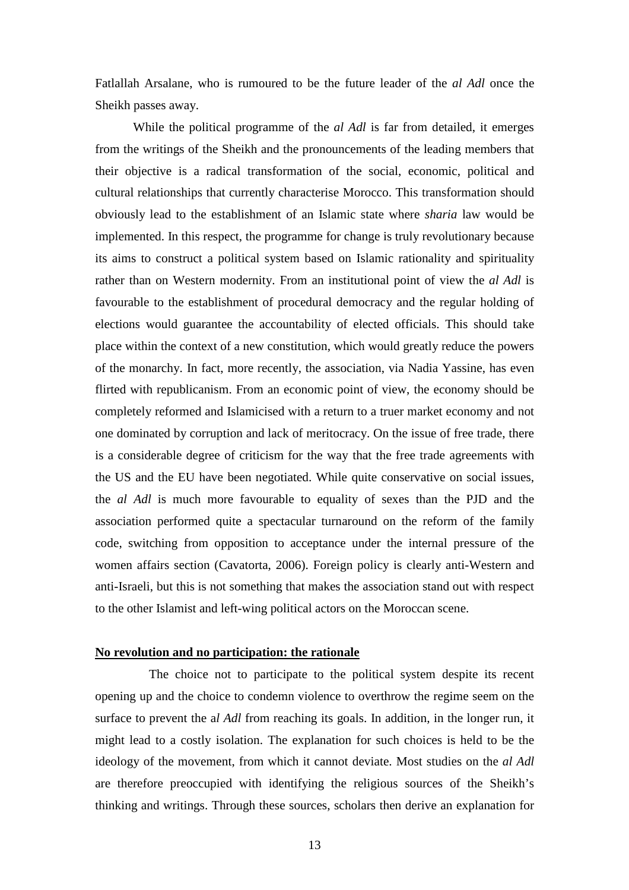Fatlallah Arsalane, who is rumoured to be the future leader of the *al Adl* once the Sheikh passes away.

While the political programme of the *al Adl* is far from detailed, it emerges from the writings of the Sheikh and the pronouncements of the leading members that their objective is a radical transformation of the social, economic, political and cultural relationships that currently characterise Morocco. This transformation should obviously lead to the establishment of an Islamic state where *sharia* law would be implemented. In this respect, the programme for change is truly revolutionary because its aims to construct a political system based on Islamic rationality and spirituality rather than on Western modernity. From an institutional point of view the *al Adl* is favourable to the establishment of procedural democracy and the regular holding of elections would guarantee the accountability of elected officials. This should take place within the context of a new constitution, which would greatly reduce the powers of the monarchy. In fact, more recently, the association, via Nadia Yassine, has even flirted with republicanism. From an economic point of view, the economy should be completely reformed and Islamicised with a return to a truer market economy and not one dominated by corruption and lack of meritocracy. On the issue of free trade, there is a considerable degree of criticism for the way that the free trade agreements with the US and the EU have been negotiated. While quite conservative on social issues, the *al Adl* is much more favourable to equality of sexes than the PJD and the association performed quite a spectacular turnaround on the reform of the family code, switching from opposition to acceptance under the internal pressure of the women affairs section (Cavatorta, 2006). Foreign policy is clearly anti-Western and anti-Israeli, but this is not something that makes the association stand out with respect to the other Islamist and left-wing political actors on the Moroccan scene.

## No revolution and no participation: the rationale

The choice not to participate to the political system despite its recent opening up and the choice to condemn violence to overthrow the regime seem on the surface to prevent the a*l Adl* from reaching its goals. In addition, in the longer run, it might lead to a costly isolation. The explanation for such choices is held to be the ideology of the movement, from which it cannot deviate. Most studies on the *al Adl* are therefore preoccupied with identifying the religious sources of the Sheikh's thinking and writings. Through these sources, scholars then derive an explanation for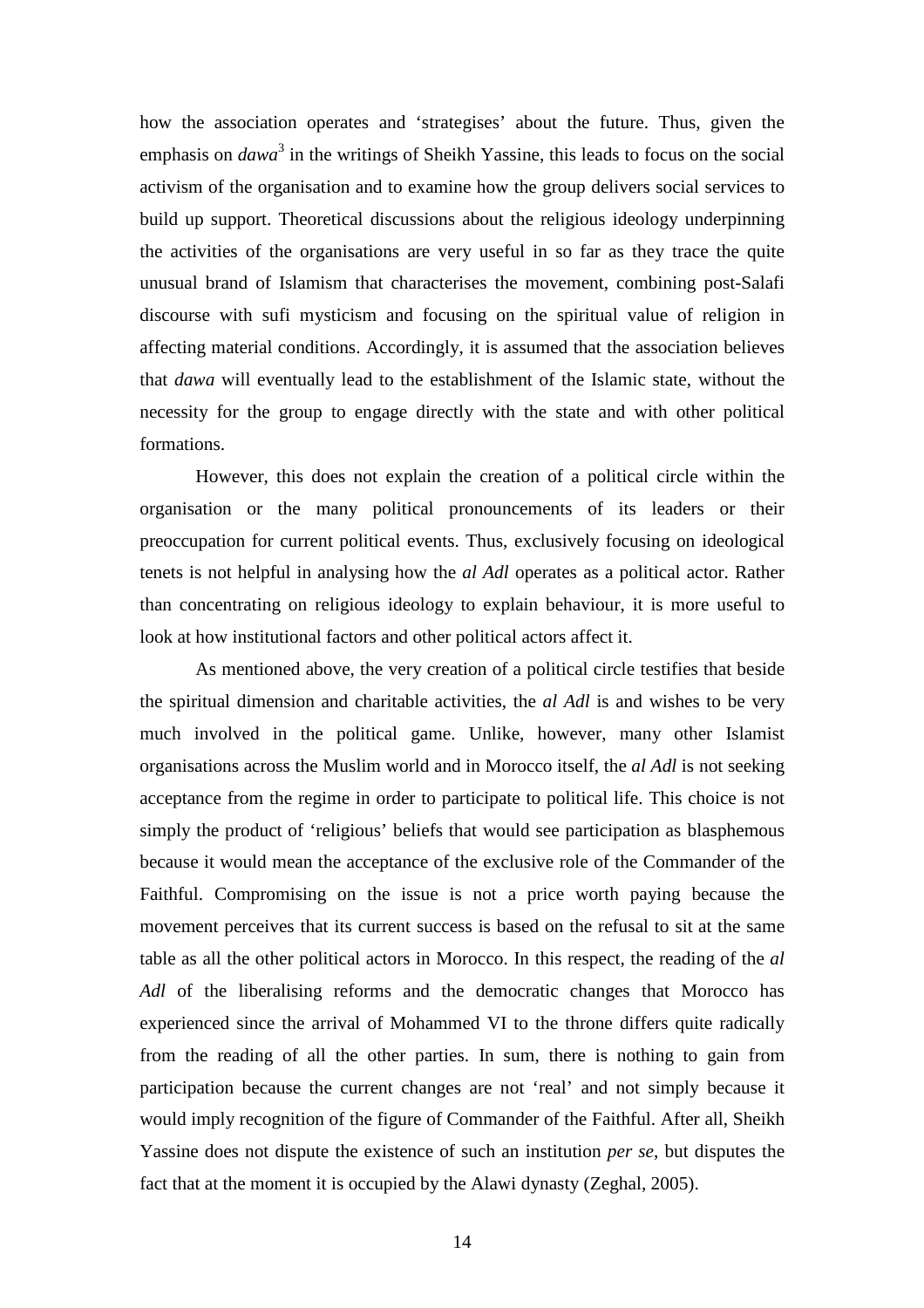how the association operates and 'strategises' about the future. Thus, given the emphasis on *dawa*[3] in the writings of Sheikh Yassine, this leads to focus on the social activism of the organisation and to examine how the group delivers social services to build up support. Theoretical discussions about the religious ideology underpinning the activities of the organisations are very useful in so far as they trace the quite unusual brand of Islamism that characterises the movement, combining post-Salafi discourse with sufi mysticism and focusing on the spiritual value of religion in affecting material conditions. Accordingly, it is assumed that the association believes that *dawa* will eventually lead to the establishment of the Islamic state, without the necessity for the group to engage directly with the state and with other political formations.

However, this does not explain the creation of a political circle within the organisation or the many political pronouncements of its leaders or their preoccupation for current political events. Thus, exclusively focusing on ideological tenets is not helpful in analysing how the *al Adl* operates as a political actor. Rather than concentrating on religious ideology to explain behaviour, it is more useful to look at how institutional factors and other political actors affect it.

As mentioned above, the very creation of a political circle testifies that beside the spiritual dimension and charitable activities, the *al Adl* is and wishes to be very much involved in the political game. Unlike, however, many other Islamist organisations across the Muslim world and in Morocco itself, the *al Adl* is not seeking acceptance from the regime in order to participate to political life. This choice is not simply the product of 'religious' beliefs that would see participation as blasphemous because it would mean the acceptance of the exclusive role of the Commander of the Faithful. Compromising on the issue is not a price worth paying because the movement perceives that its current success is based on the refusal to sit at the same table as all the other political actors in Morocco. In this respect, the reading of the *al Adl* of the liberalising reforms and the democratic changes that Morocco has experienced since the arrival of Mohammed VI to the throne differs quite radically from the reading of all the other parties. In sum, there is nothing to gain from participation because the current changes are not 'real' and not simply because it would imply recognition of the figure of Commander of the Faithful. After all, Sheikh Yassine does not dispute the existence of such an institution *per se*, but disputes the fact that at the moment it is occupied by the Alawi dynasty (Zeghal, 2005).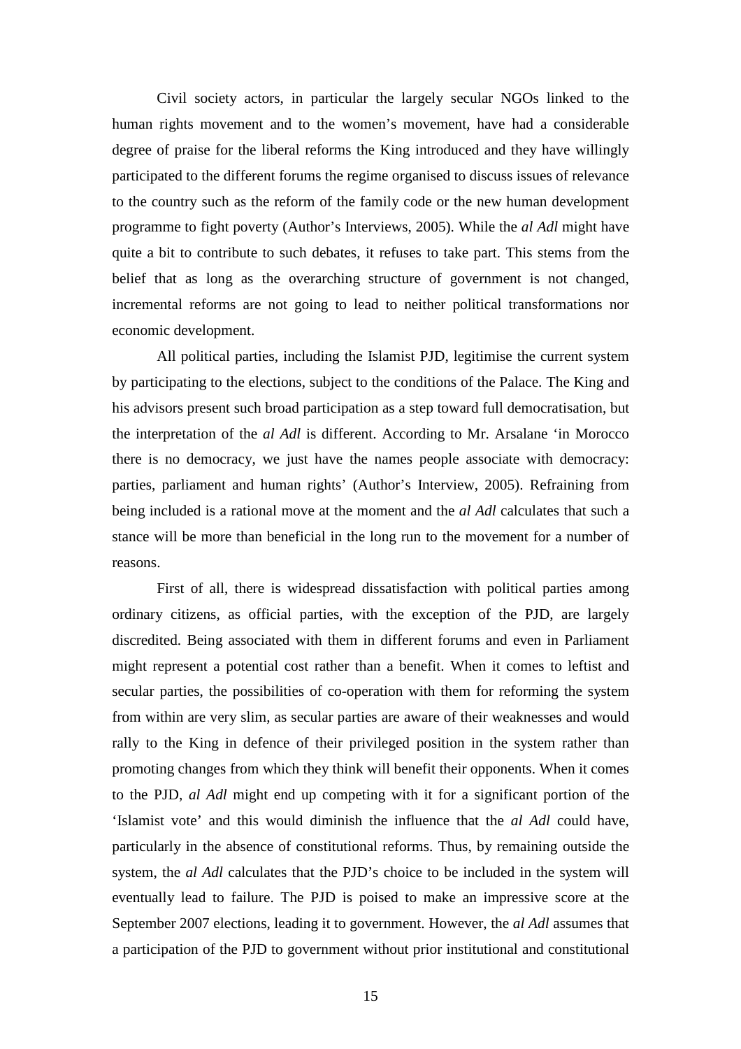Civil society actors, in particular the largely secular NGOs linked to the human rights movement and to the women's movement, have had a considerable degree of praise for the liberal reforms the King introduced and they have willingly participated to the different forums the regime organised to discuss issues of relevance to the country such as the reform of the family code or the new human development programme to fight poverty (Author's Interviews, 2005). While the *al Adl* might have quite a bit to contribute to such debates, it refuses to take part. This stems from the belief that as long as the overarching structure of government is not changed, incremental reforms are not going to lead to neither political transformations nor economic development.

All political parties, including the Islamist PJD, legitimise the current system by participating to the elections, subject to the conditions of the Palace. The King and his advisors present such broad participation as a step toward full democratisation, but the interpretation of the *al Adl* is different. According to Mr. Arsalane 'in Morocco there is no democracy, we just have the names people associate with democracy: parties, parliament and human rights' (Author's Interview, 2005). Refraining from being included is a rational move at the moment and the *al Adl* calculates that such a stance will be more than beneficial in the long run to the movement for a number of reasons.

First of all, there is widespread dissatisfaction with political parties among ordinary citizens, as official parties, with the exception of the PJD, are largely discredited. Being associated with them in different forums and even in Parliament might represent a potential cost rather than a benefit. When it comes to leftist and secular parties, the possibilities of co-operation with them for reforming the system from within are very slim, as secular parties are aware of their weaknesses and would rally to the King in defence of their privileged position in the system rather than promoting changes from which they think will benefit their opponents. When it comes to the PJD, *al Adl* might end up competing with it for a significant portion of the 'Islamist vote' and this would diminish the influence that the *al Adl* could have, particularly in the absence of constitutional reforms. Thus, by remaining outside the system, the *al Adl* calculates that the PJD's choice to be included in the system will eventually lead to failure. The PJD is poised to make an impressive score at the September 2007 elections, leading it to government. However, the *al Adl* assumes that a participation of the PJD to government without prior institutional and constitutional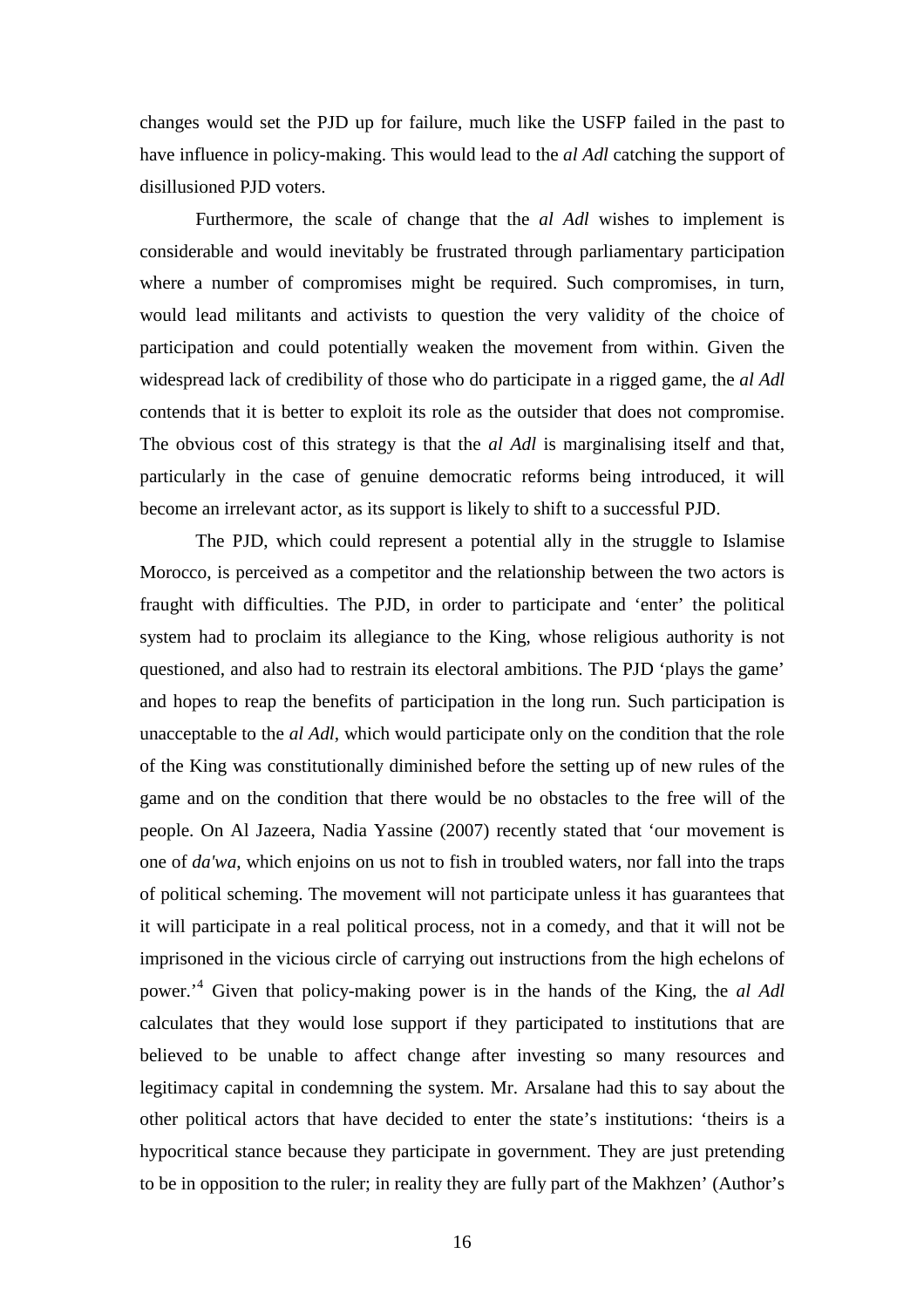changes would set the PJD up for failure, much like the USFP failed in the past to have influence in policy-making. This would lead to the *al Adl* catching the support of disillusioned PJD voters.

Furthermore, the scale of change that the *al Adl* wishes to implement is considerable and would inevitably be frustrated through parliamentary participation where a number of compromises might be required. Such compromises, in turn, would lead militants and activists to question the very validity of the choice of participation and could potentially weaken the movement from within. Given the widespread lack of credibility of those who do participate in a rigged game, the *al Adl* contends that it is better to exploit its role as the outsider that does not compromise. The obvious cost of this strategy is that the *al Adl* is marginalising itself and that, particularly in the case of genuine democratic reforms being introduced, it will become an irrelevant actor, as its support is likely to shift to a successful PJD.

The PJD, which could represent a potential ally in the struggle to Islamise Morocco, is perceived as a competitor and the relationship between the two actors is fraught with difficulties. The PJD, in order to participate and 'enter' the political system had to proclaim its allegiance to the King, whose religious authority is not questioned, and also had to restrain its electoral ambitions. The PJD 'plays the game' and hopes to reap the benefits of participation in the long run. Such participation is unacceptable to the *al Adl*, which would participate only on the condition that the role of the King was constitutionally diminished before the setting up of new rules of the game and on the condition that there would be no obstacles to the free will of the people. On Al Jazeera, Nadia Yassine (2007) recently stated that 'our movement is one of *da'wa*, which enjoins on us not to fish in troubled waters, nor fall into the traps of political scheming. The movement will not participate unless it has guarantees that it will participate in a real political process, not in a comedy, and that it will not be imprisoned in the vicious circle of carrying out instructions from the high echelons of power.'[4] Given that policy-making power is in the hands of the King, the *al Adl* calculates that they would lose support if they participated to institutions that are believed to be unable to affect change after investing so many resources and legitimacy capital in condemning the system. Mr. Arsalane had this to say about the other political actors that have decided to enter the state's institutions: 'theirs is a hypocritical stance because they participate in government. They are just pretending to be in opposition to the ruler; in reality they are fully part of the Makhzen' (Author's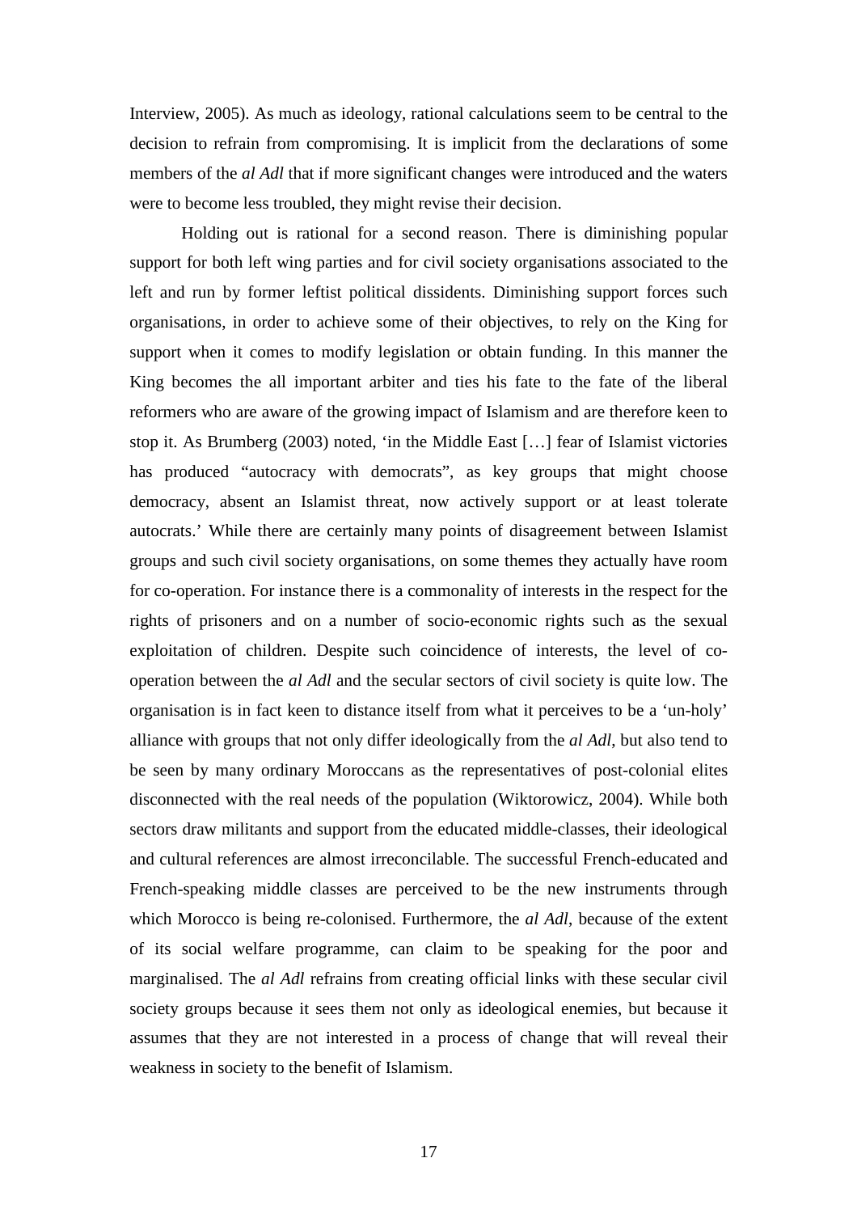Interview, 2005). As much as ideology, rational calculations seem to be central to the decision to refrain from compromising. It is implicit from the declarations of some members of the *al Adl* that if more significant changes were introduced and the waters were to become less troubled, they might revise their decision.

Holding out is rational for a second reason. There is diminishing popular support for both left wing parties and for civil society organisations associated to the left and run by former leftist political dissidents. Diminishing support forces such organisations, in order to achieve some of their objectives, to rely on the King for support when it comes to modify legislation or obtain funding. In this manner the King becomes the all important arbiter and ties his fate to the fate of the liberal reformers who are aware of the growing impact of Islamism and are therefore keen to stop it. As Brumberg (2003) noted, 'in the Middle East […] fear of Islamist victories has produced "autocracy with democrats", as key groups that might choose democracy, absent an Islamist threat, now actively support or at least tolerate autocrats.' While there are certainly many points of disagreement between Islamist groups and such civil society organisations, on some themes they actually have room for co-operation. For instance there is a commonality of interests in the respect for the rights of prisoners and on a number of socio-economic rights such as the sexual exploitation of children. Despite such coincidence of interests, the level of co-operation between the *al Adl* and the secular sectors of civil society is quite low. The organisation is in fact keen to distance itself from what it perceives to be a 'un-holy' alliance with groups that not only differ ideologically from the *al Adl*, but also tend to be seen by many ordinary Moroccans as the representatives of post-colonial elites disconnected with the real needs of the population (Wiktorowicz, 2004). While both sectors draw militants and support from the educated middle-classes, their ideological and cultural references are almost irreconcilable. The successful French-educated and French-speaking middle classes are perceived to be the new instruments through which Morocco is being re-colonised. Furthermore, the *al Adl*, because of the extent of its social welfare programme, can claim to be speaking for the poor and marginalised. The *al Adl* refrains from creating official links with these secular civil society groups because it sees them not only as ideological enemies, but because it assumes that they are not interested in a process of change that will reveal their weakness in society to the benefit of Islamism.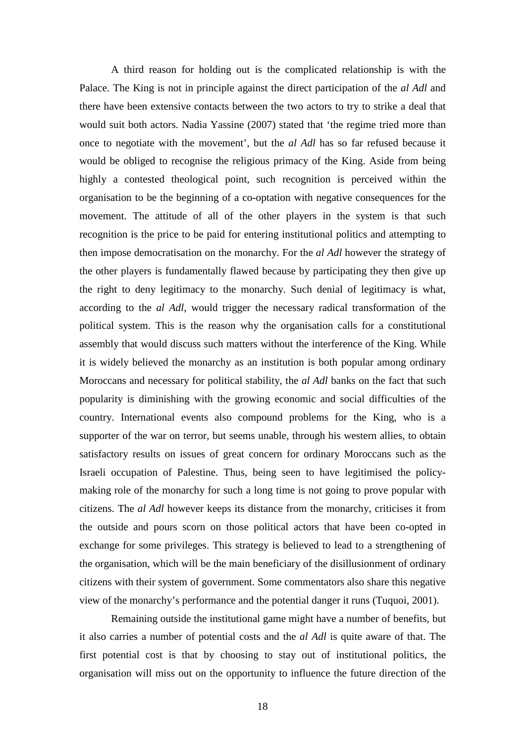A third reason for holding out is the complicated relationship is with the Palace. The King is not in principle against the direct participation of the *al Adl* and there have been extensive contacts between the two actors to try to strike a deal that would suit both actors. Nadia Yassine (2007) stated that 'the regime tried more than once to negotiate with the movement', but the *al Adl* has so far refused because it would be obliged to recognise the religious primacy of the King. Aside from being highly a contested theological point, such recognition is perceived within the organisation to be the beginning of a co-optation with negative consequences for the movement. The attitude of all of the other players in the system is that such recognition is the price to be paid for entering institutional politics and attempting to then impose democratisation on the monarchy. For the *al Adl* however the strategy of the other players is fundamentally flawed because by participating they then give up the right to deny legitimacy to the monarchy. Such denial of legitimacy is what, according to the *al Adl*, would trigger the necessary radical transformation of the political system. This is the reason why the organisation calls for a constitutional assembly that would discuss such matters without the interference of the King. While it is widely believed the monarchy as an institution is both popular among ordinary Moroccans and necessary for political stability, the *al Adl* banks on the fact that such popularity is diminishing with the growing economic and social difficulties of the country. International events also compound problems for the King, who is a supporter of the war on terror, but seems unable, through his western allies, to obtain satisfactory results on issues of great concern for ordinary Moroccans such as the Israeli occupation of Palestine. Thus, being seen to have legitimised the policy-making role of the monarchy for such a long time is not going to prove popular with citizens. The *al Adl* however keeps its distance from the monarchy, criticises it from the outside and pours scorn on those political actors that have been co-opted in exchange for some privileges. This strategy is believed to lead to a strengthening of the organisation, which will be the main beneficiary of the disillusionment of ordinary citizens with their system of government. Some commentators also share this negative view of the monarchy's performance and the potential danger it runs (Tuquoi, 2001).

Remaining outside the institutional game might have a number of benefits, but it also carries a number of potential costs and the *al Adl* is quite aware of that. The first potential cost is that by choosing to stay out of institutional politics, the organisation will miss out on the opportunity to influence the future direction of the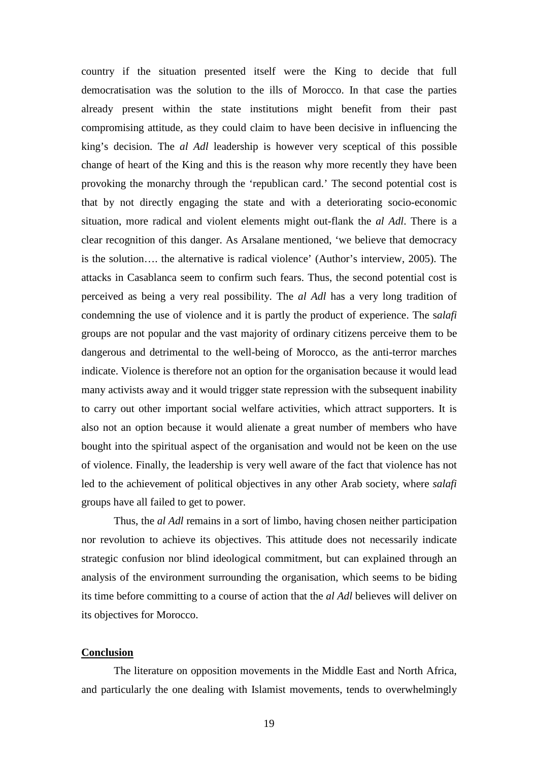country if the situation presented itself were the King to decide that full democratisation was the solution to the ills of Morocco. In that case the parties already present within the state institutions might benefit from their past compromising attitude, as they could claim to have been decisive in influencing the king's decision. The *al Adl* leadership is however very sceptical of this possible change of heart of the King and this is the reason why more recently they have been provoking the monarchy through the 'republican card.' The second potential cost is that by not directly engaging the state and with a deteriorating socio-economic situation, more radical and violent elements might out-flank the *al Adl*. There is a clear recognition of this danger. As Arsalane mentioned, 'we believe that democracy is the solution…. the alternative is radical violence' (Author's interview, 2005). The attacks in Casablanca seem to confirm such fears. Thus, the second potential cost is perceived as being a very real possibility. The *al Adl* has a very long tradition of condemning the use of violence and it is partly the product of experience. The s*alafi* groups are not popular and the vast majority of ordinary citizens perceive them to be dangerous and detrimental to the well-being of Morocco, as the anti-terror marches indicate. Violence is therefore not an option for the organisation because it would lead many activists away and it would trigger state repression with the subsequent inability to carry out other important social welfare activities, which attract supporters. It is also not an option because it would alienate a great number of members who have bought into the spiritual aspect of the organisation and would not be keen on the use of violence. Finally, the leadership is very well aware of the fact that violence has not led to the achievement of political objectives in any other Arab society, where *salafi* groups have all failed to get to power.

Thus, the *al Adl* remains in a sort of limbo, having chosen neither participation nor revolution to achieve its objectives. This attitude does not necessarily indicate strategic confusion nor blind ideological commitment, but can explained through an analysis of the environment surrounding the organisation, which seems to be biding its time before committing to a course of action that the *al Adl* believes will deliver on its objectives for Morocco.

## Conclusion

The literature on opposition movements in the Middle East and North Africa, and particularly the one dealing with Islamist movements, tends to overwhelmingly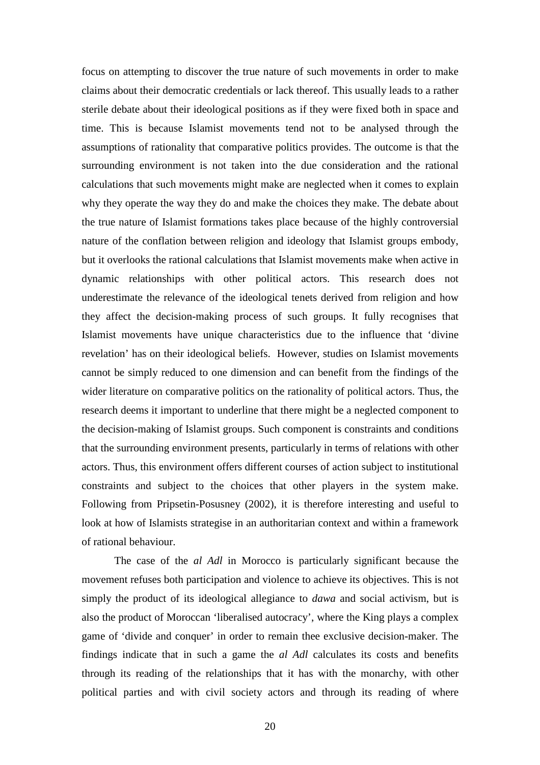focus on attempting to discover the true nature of such movements in order to make claims about their democratic credentials or lack thereof. This usually leads to a rather sterile debate about their ideological positions as if they were fixed both in space and time. This is because Islamist movements tend not to be analysed through the assumptions of rationality that comparative politics provides. The outcome is that the surrounding environment is not taken into the due consideration and the rational calculations that such movements might make are neglected when it comes to explain why they operate the way they do and make the choices they make. The debate about the true nature of Islamist formations takes place because of the highly controversial nature of the conflation between religion and ideology that Islamist groups embody, but it overlooks the rational calculations that Islamist movements make when active in dynamic relationships with other political actors. This research does not underestimate the relevance of the ideological tenets derived from religion and how they affect the decision-making process of such groups. It fully recognises that Islamist movements have unique characteristics due to the influence that 'divine revelation' has on their ideological beliefs. However, studies on Islamist movements cannot be simply reduced to one dimension and can benefit from the findings of the wider literature on comparative politics on the rationality of political actors. Thus, the research deems it important to underline that there might be a neglected component to the decision-making of Islamist groups. Such component is constraints and conditions that the surrounding environment presents, particularly in terms of relations with other actors. Thus, this environment offers different courses of action subject to institutional constraints and subject to the choices that other players in the system make. Following from Pripsetin-Posusney (2002), it is therefore interesting and useful to look at how of Islamists strategise in an authoritarian context and within a framework of rational behaviour.

The case of the *al Adl* in Morocco is particularly significant because the movement refuses both participation and violence to achieve its objectives. This is not simply the product of its ideological allegiance to *dawa* and social activism, but is also the product of Moroccan 'liberalised autocracy', where the King plays a complex game of 'divide and conquer' in order to remain thee exclusive decision-maker. The findings indicate that in such a game the *al Adl* calculates its costs and benefits through its reading of the relationships that it has with the monarchy, with other political parties and with civil society actors and through its reading of where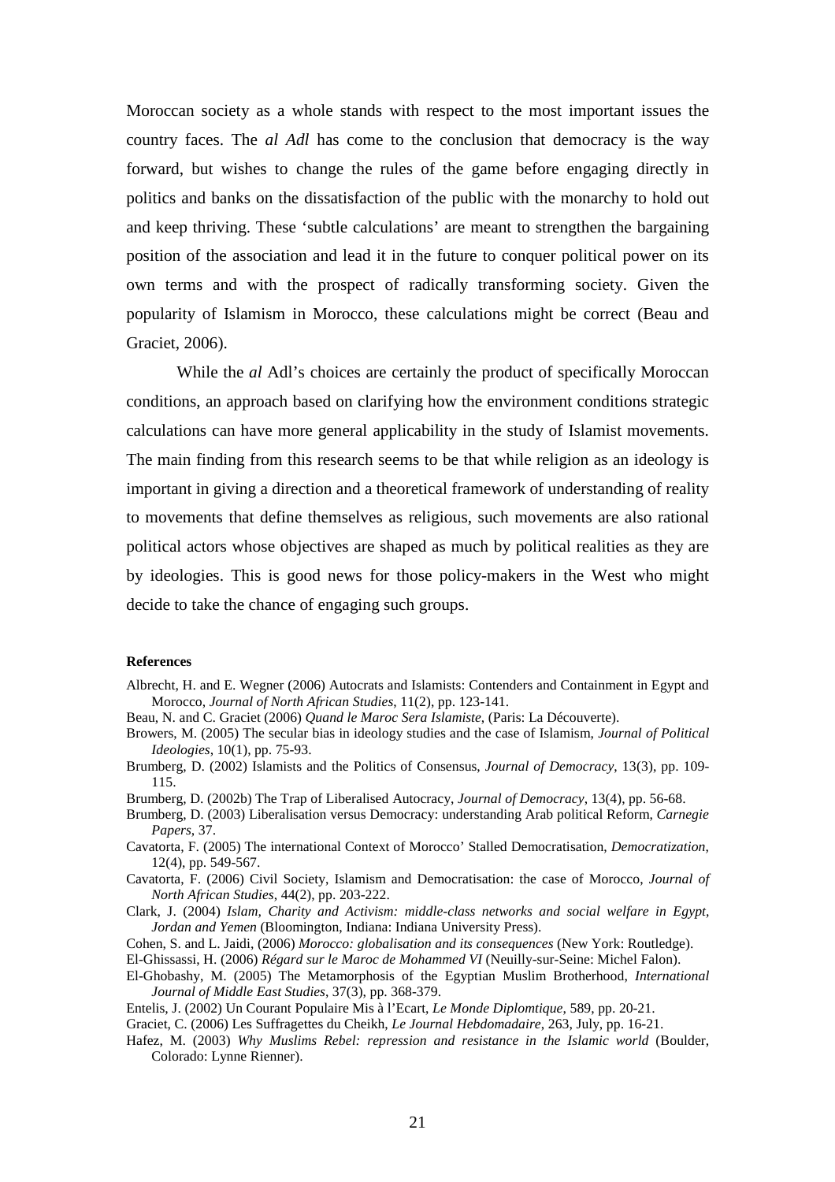Moroccan society as a whole stands with respect to the most important issues the country faces. The *al Adl* has come to the conclusion that democracy is the way forward, but wishes to change the rules of the game before engaging directly in politics and banks on the dissatisfaction of the public with the monarchy to hold out and keep thriving. These 'subtle calculations' are meant to strengthen the bargaining position of the association and lead it in the future to conquer political power on its own terms and with the prospect of radically transforming society. Given the popularity of Islamism in Morocco, these calculations might be correct (Beau and Graciet, 2006).

While the *al* Adl's choices are certainly the product of specifically Moroccan conditions, an approach based on clarifying how the environment conditions strategic calculations can have more general applicability in the study of Islamist movements. The main finding from this research seems to be that while religion as an ideology is important in giving a direction and a theoretical framework of understanding of reality to movements that define themselves as religious, such movements are also rational political actors whose objectives are shaped as much by political realities as they are by ideologies. This is good news for those policy-makers in the West who might decide to take the chance of engaging such groups.

**References**

Albrecht, H. and E. Wegner (2006) Autocrats and Islamists: Contenders and Containment in Egypt and Morocco, *Journal of North African Studies*, 11(2), pp. 123-141.

Beau, N. and C. Graciet (2006) *Quand le Maroc Sera Islamiste*, (Paris: La Découverte).

Browers, M. (2005) The secular bias in ideology studies and the case of Islamism, *Journal of Political Ideologies*, 10(1), pp. 75-93.

Brumberg, D. (2002) Islamists and the Politics of Consensus, *Journal of Democracy*, 13(3), pp. 109-115.

Brumberg, D. (2002b) The Trap of Liberalised Autocracy, *Journal of Democracy*, 13(4), pp. 56-68.

Brumberg, D. (2003) Liberalisation versus Democracy: understanding Arab political Reform, *Carnegie Papers*, 37.

Cavatorta, F. (2005) The international Context of Morocco' Stalled Democratisation, *Democratization*, 12(4), pp. 549-567.

Cavatorta, F. (2006) Civil Society, Islamism and Democratisation: the case of Morocco, *Journal of North African Studies*, 44(2), pp. 203-222.

Clark, J. (2004) *Islam, Charity and Activism: middle-class networks and social welfare in Egypt, Jordan and Yemen* (Bloomington, Indiana: Indiana University Press).

Cohen, S. and L. Jaidi, (2006) *Morocco: globalisation and its consequences* (New York: Routledge).

El-Ghissassi, H. (2006) *Régard sur le Maroc de Mohammed VI* (Neuilly-sur-Seine: Michel Falon).

El-Ghobashy, M. (2005) The Metamorphosis of the Egyptian Muslim Brotherhood, *International Journal of Middle East Studies*, 37(3), pp. 368-379.

Entelis, J. (2002) Un Courant Populaire Mis à l'Ecart, *Le Monde Diplomtique*, 589, pp. 20-21.

Graciet, C. (2006) Les Suffragettes du Cheikh, *Le Journal Hebdomadaire*, 263, July, pp. 16-21.

Hafez, M. (2003) *Why Muslims Rebel: repression and resistance in the Islamic world* (Boulder, Colorado: Lynne Rienner).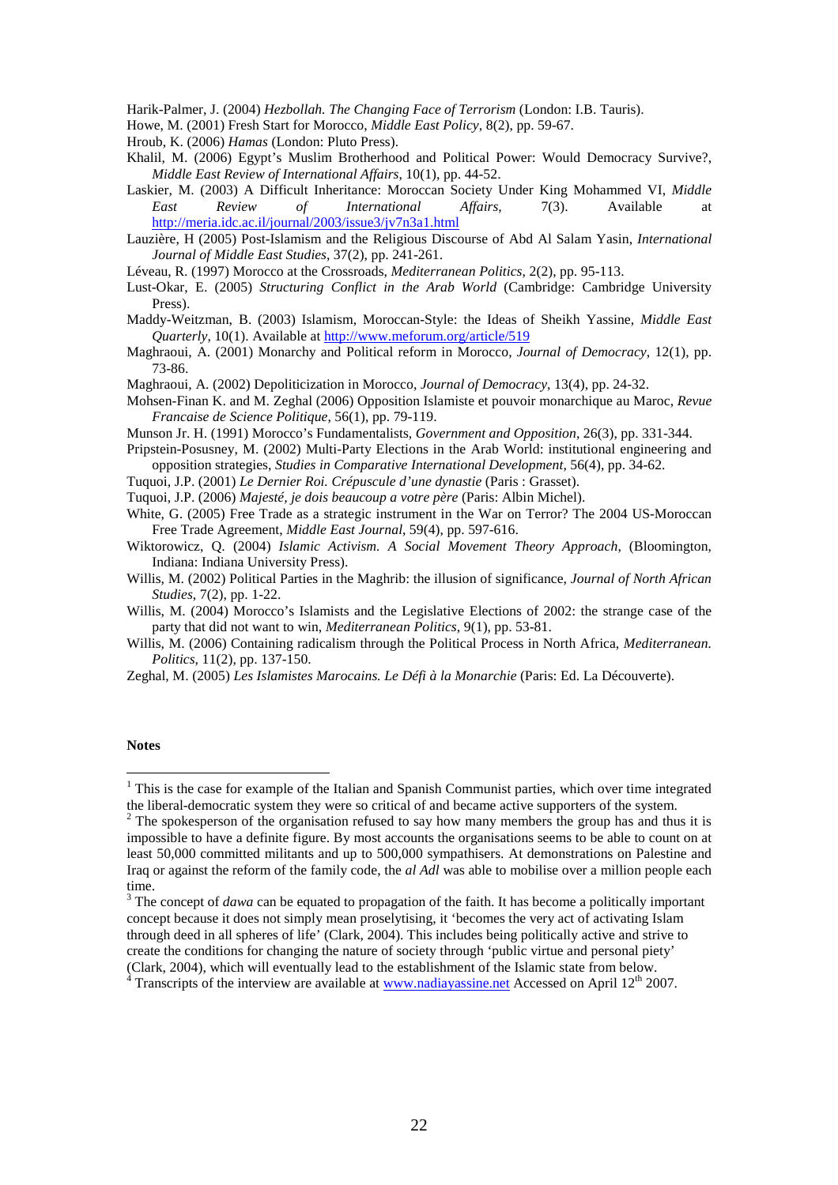Harik-Palmer, J. (2004) *Hezbollah. The Changing Face of Terrorism* (London: I.B. Tauris).

Howe, M. (2001) Fresh Start for Morocco, *Middle East Policy*, 8(2), pp. 59-67.

Hroub, K. (2006) *Hamas* (London: Pluto Press).

Khalil, M. (2006) Egypt's Muslim Brotherhood and Political Power: Would Democracy Survive?, *Middle East Review of International Affairs*, 10(1), pp. 44-52.

Laskier, M. (2003) A Difficult Inheritance: Moroccan Society Under King Mohammed VI, *Middle East Review of International Affairs*, 7(3). Available at http://meria.idc.ac.il/journal/2003/issue3/jv7n3a1.html

Lauzière, H (2005) Post-Islamism and the Religious Discourse of Abd Al Salam Yasin, *International Journal of Middle East Studies*, 37(2), pp. 241-261.

Léveau, R. (1997) Morocco at the Crossroads, *Mediterranean Politics*, 2(2), pp. 95-113.

Lust-Okar, E. (2005) *Structuring Conflict in the Arab World* (Cambridge: Cambridge University Press).

Maddy-Weitzman, B. (2003) Islamism, Moroccan-Style: the Ideas of Sheikh Yassine, *Middle East Quarterly*, 10(1). Available at http://www.meforum.org/article/519

Maghraoui, A. (2001) Monarchy and Political reform in Morocco, *Journal of Democracy*, 12(1), pp. 73-86.

Maghraoui, A. (2002) Depoliticization in Morocco, *Journal of Democracy*, 13(4), pp. 24-32.

Mohsen-Finan K. and M. Zeghal (2006) Opposition Islamiste et pouvoir monarchique au Maroc, *Revue Francaise de Science Politique*, 56(1), pp. 79-119.

Munson Jr. H. (1991) Morocco's Fundamentalists, *Government and Opposition*, 26(3), pp. 331-344.

Pripstein-Posusney, M. (2002) Multi-Party Elections in the Arab World: institutional engineering and opposition strategies, *Studies in Comparative International Development*, 56(4), pp. 34-62.

Tuquoi, J.P. (2001) *Le Dernier Roi. Crépuscule d'une dynastie* (Paris : Grasset).

Tuquoi, J.P. (2006) *Majesté, je dois beaucoup a votre père* (Paris: Albin Michel).

White, G. (2005) Free Trade as a strategic instrument in the War on Terror? The 2004 US-Moroccan Free Trade Agreement, *Middle East Journal*, 59(4), pp. 597-616.

Wiktorowicz, Q. (2004) *Islamic Activism. A Social Movement Theory Approach*, (Bloomington, Indiana: Indiana University Press).

Willis, M. (2002) Political Parties in the Maghrib: the illusion of significance, *Journal of North African Studies*, 7(2), pp. 1-22.

Willis, M. (2004) Morocco's Islamists and the Legislative Elections of 2002: the strange case of the party that did not want to win, *Mediterranean Politics*, 9(1), pp. 53-81.

Willis, M. (2006) Containing radicalism through the Political Process in North Africa, *Mediterranean. Politics*, 11(2), pp. 137-150.

Zeghal, M. (2005) *Les Islamistes Marocains. Le Défi à la Monarchie* (Paris: Ed. La Découverte).

**Notes**

[1] This is the case for example of the Italian and Spanish Communist parties, which over time integrated the liberal-democratic system they were so critical of and became active supporters of the system.

[2] The spokesperson of the organisation refused to say how many members the group has and thus it is impossible to have a definite figure. By most accounts the organisations seems to be able to count on at least 50,000 committed militants and up to 500,000 sympathisers. At demonstrations on Palestine and Iraq or against the reform of the family code, the *al Adl* was able to mobilise over a million people each time.

[3] The concept of *dawa* can be equated to propagation of the faith. It has become a politically important concept because it does not simply mean proselytising, it 'becomes the very act of activating Islam through deed in all spheres of life' (Clark, 2004). This includes being politically active and strive to create the conditions for changing the nature of society through 'public virtue and personal piety' (Clark, 2004), which will eventually lead to the establishment of the Islamic state from below.

[4] Transcripts of the interview are available at www.nadiayassine.net Accessed on April 12th 2007.